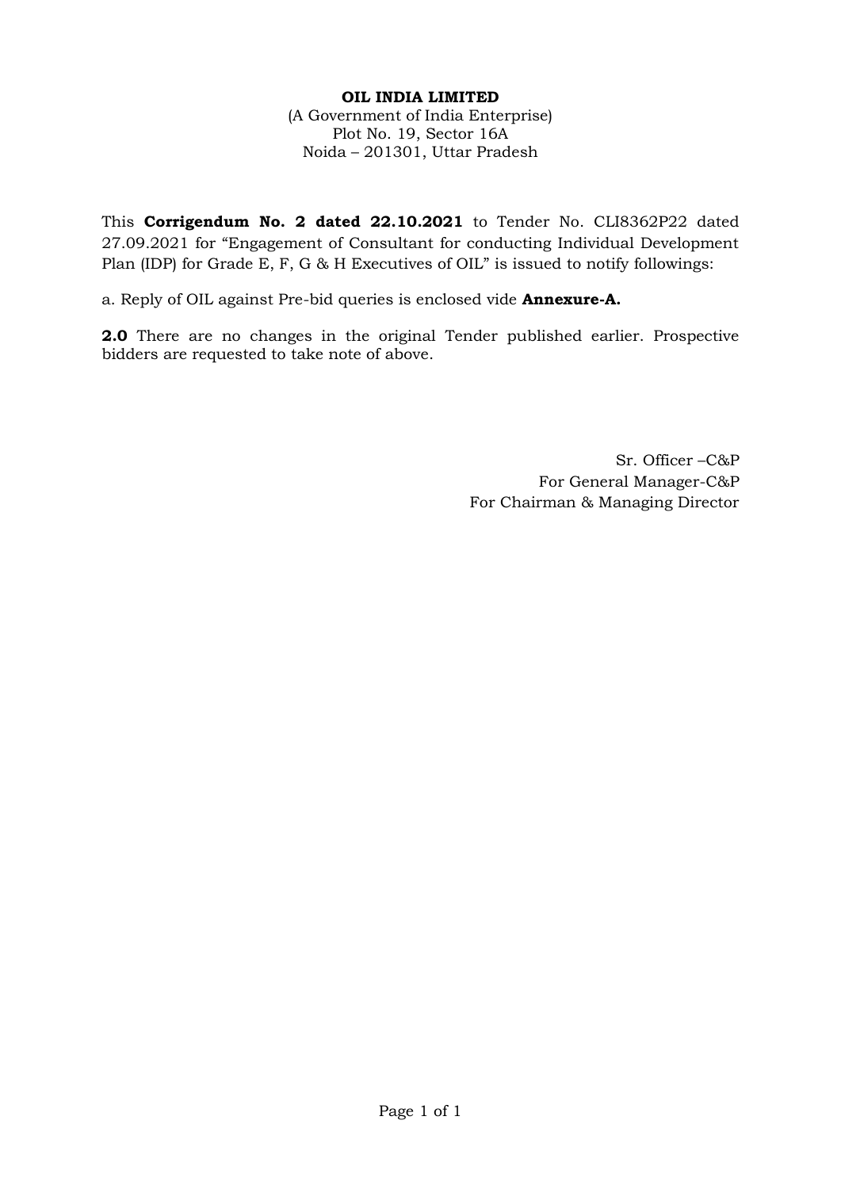**OIL INDIA LIMITED**
(A Government of India Enterprise)
Plot No. 19, Sector 16A
Noida – 201301, Uttar Pradesh

This **Corrigendum No. 2 dated 22.10.2021** to Tender No. CLI8362P22 dated 27.09.2021 for "Engagement of Consultant for conducting Individual Development Plan (IDP) for Grade E, F, G & H Executives of OIL" is issued to notify followings:

a. Reply of OIL against Pre-bid queries is enclosed vide **Annexure-A.**

**2.0** There are no changes in the original Tender published earlier. Prospective bidders are requested to take note of above.

Sr. Officer –C&P
For General Manager-C&P
For Chairman & Managing Director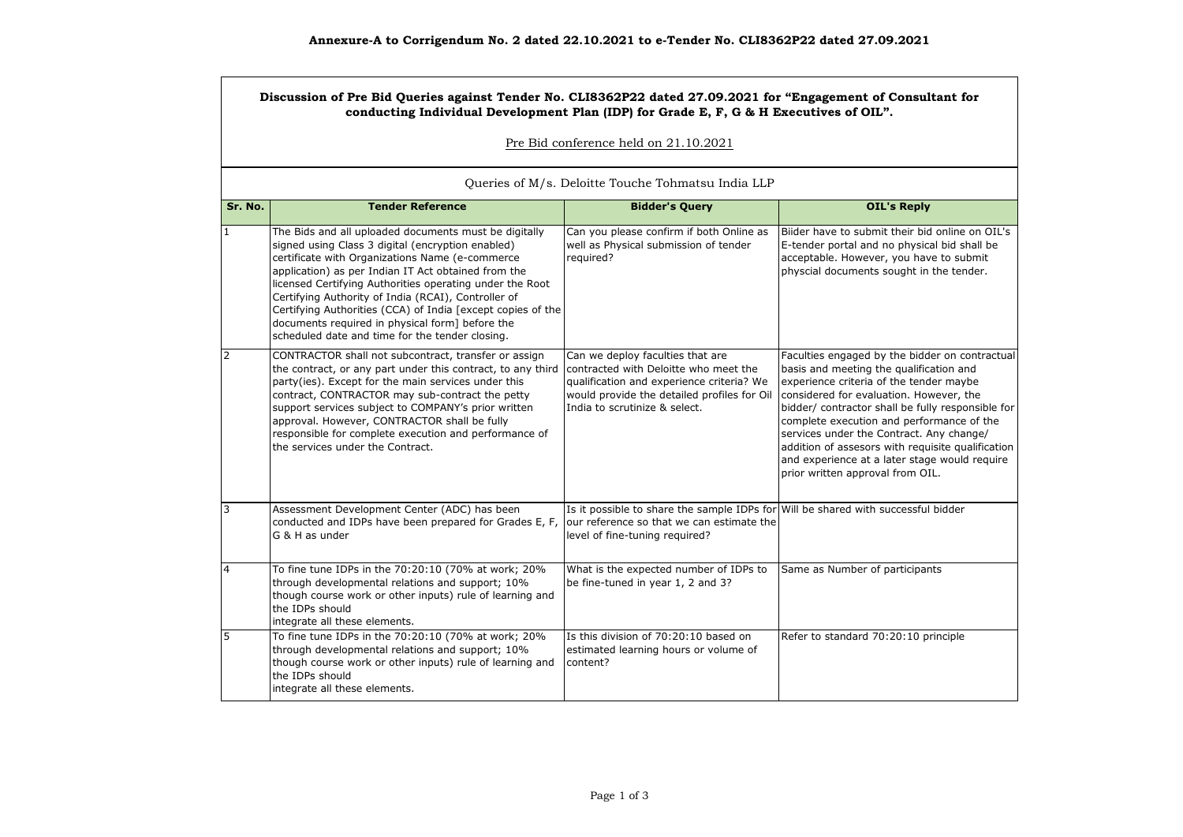**Annexure-A to Corrigendum No. 2 dated 22.10.2021 to e-Tender No. CLI8362P22 dated 27.09.2021**

**Discussion of Pre Bid Queries against Tender No. CLI8362P22 dated 27.09.2021 for "Engagement of Consultant for conducting Individual Development Plan (IDP) for Grade E, F, G & H Executives of OIL".**

Pre Bid conference held on 21.10.2021

Queries of M/s. Deloitte Touche Tohmatsu India LLP

| Sr. No. | Tender Reference | Bidder's Query | OIL's Reply |
|---|---|---|---|
| 1 | The Bids and all uploaded documents must be digitally signed using Class 3 digital (encryption enabled) certificate with Organizations Name (e-commerce application) as per Indian IT Act obtained from the licensed Certifying Authorities operating under the Root Certifying Authority of India (RCAI), Controller of Certifying Authorities (CCA) of India [except copies of the documents required in physical form] before the scheduled date and time for the tender closing. | Can you please confirm if both Online as well as Physical submission of tender required? | Biider have to submit their bid online on OIL's E-tender portal and no physical bid shall be acceptable. However, you have to submit physcial documents sought in the tender. |
| 2 | CONTRACTOR shall not subcontract, transfer or assign the contract, or any part under this contract, to any third party(ies). Except for the main services under this contract, CONTRACTOR may sub-contract the petty support services subject to COMPANY's prior written approval. However, CONTRACTOR shall be fully responsible for complete execution and performance of the services under the Contract. | Can we deploy faculties that are contracted with Deloitte who meet the qualification and experience criteria? We would provide the detailed profiles for Oil India to scrutinize & select. | Faculties engaged by the bidder on contractual basis and meeting the qualification and experience criteria of the tender maybe considered for evaluation. However, the bidder/ contractor shall be fully responsible for complete execution and performance of the services under the Contract. Any change/ addition of assesors with requisite qualification and experience at a later stage would require prior written approval from OIL. |
| 3 | Assessment Development Center (ADC) has been conducted and IDPs have been prepared for Grades E, F, G & H as under | Is it possible to share the sample IDPs for our reference so that we can estimate the level of fine-tuning required? | Will be shared with successful bidder |
| 4 | To fine tune IDPs in the 70:20:10 (70% at work; 20% through developmental relations and support; 10% though course work or other inputs) rule of learning and the IDPs should integrate all these elements. | What is the expected number of IDPs to be fine-tuned in year 1, 2 and 3? | Same as Number of participants |
| 5 | To fine tune IDPs in the 70:20:10 (70% at work; 20% through developmental relations and support; 10% though course work or other inputs) rule of learning and the IDPs should integrate all these elements. | Is this division of 70:20:10 based on estimated learning hours or volume of content? | Refer to standard 70:20:10 principle |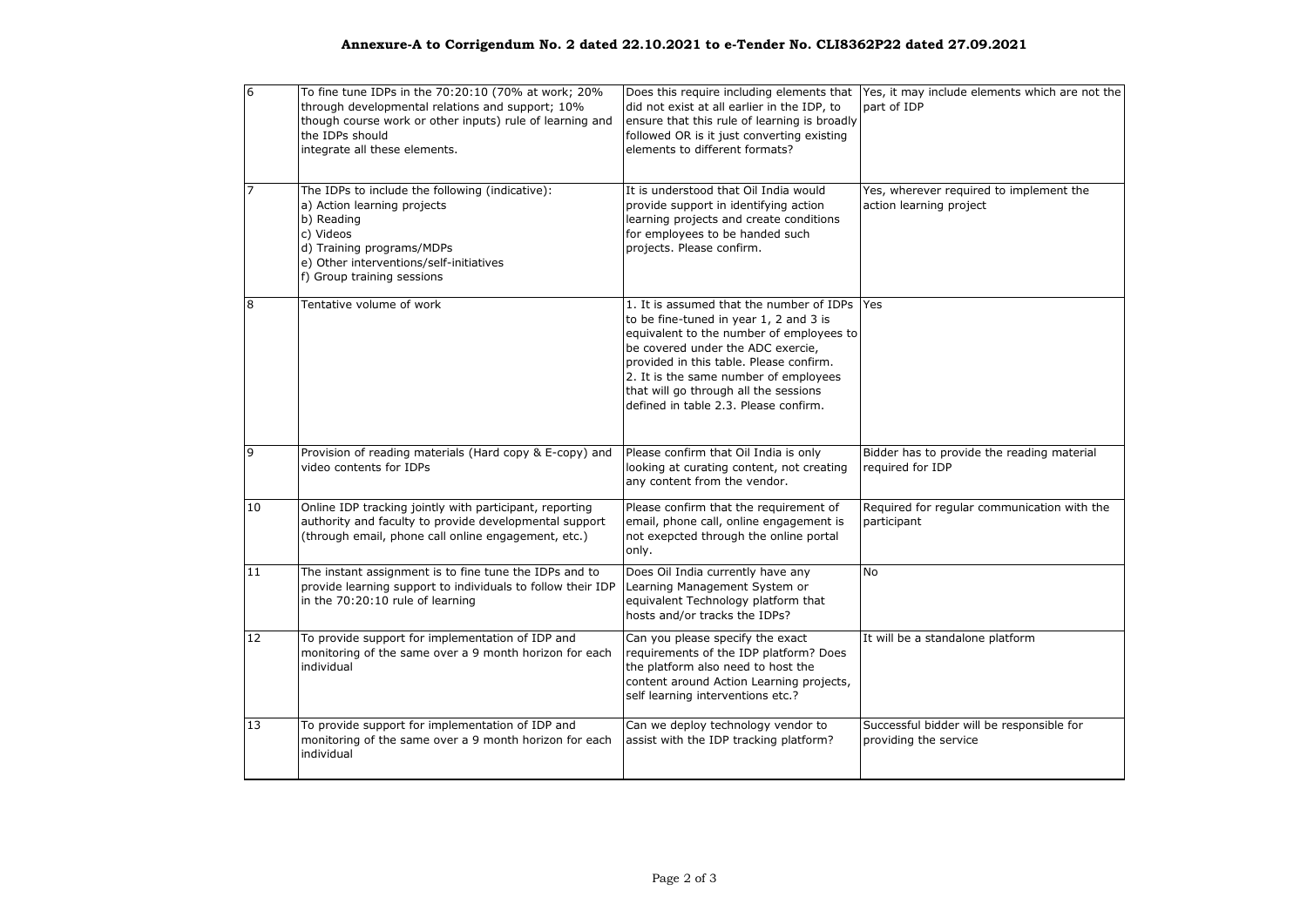## Annexure-A to Corrigendum No. 2 dated 22.10.2021 to e-Tender No. CLI8362P22 dated 27.09.2021

| | | | |
|---|---|---|---|
| 6 | To fine tune IDPs in the 70:20:10 (70% at work; 20% through developmental relations and support; 10% though course work or other inputs) rule of learning and the IDPs should integrate all these elements. | Does this require including elements that did not exist at all earlier in the IDP, to ensure that this rule of learning is broadly followed OR is it just converting existing elements to different formats? | Yes, it may include elements which are not the part of IDP |
| 7 | The IDPs to include the following (indicative):<br>a) Action learning projects<br>b) Reading<br>c) Videos<br>d) Training programs/MDPs<br>e) Other interventions/self-initiatives<br>f) Group training sessions | It is understood that Oil India would provide support in identifying action learning projects and create conditions for employees to be handed such projects. Please confirm. | Yes, wherever required to implement the action learning project |
| 8 | Tentative volume of work | 1. It is assumed that the number of IDPs to be fine-tuned in year 1, 2 and 3 is equivalent to the number of employees to be covered under the ADC exercie, provided in this table. Please confirm.<br>2. It is the same number of employees that will go through all the sessions defined in table 2.3. Please confirm. | Yes |
| 9 | Provision of reading materials (Hard copy & E-copy) and video contents for IDPs | Please confirm that Oil India is only looking at curating content, not creating any content from the vendor. | Bidder has to provide the reading material required for IDP |
| 10 | Online IDP tracking jointly with participant, reporting authority and faculty to provide developmental support (through email, phone call online engagement, etc.) | Please confirm that the requirement of email, phone call, online engagement is not exepcted through the online portal only. | Required for regular communication with the participant |
| 11 | The instant assignment is to fine tune the IDPs and to provide learning support to individuals to follow their IDP in the 70:20:10 rule of learning | Does Oil India currently have any Learning Management System or equivalent Technology platform that hosts and/or tracks the IDPs? | No |
| 12 | To provide support for implementation of IDP and monitoring of the same over a 9 month horizon for each individual | Can you please specify the exact requirements of the IDP platform? Does the platform also need to host the content around Action Learning projects, self learning interventions etc.? | It will be a standalone platform |
| 13 | To provide support for implementation of IDP and monitoring of the same over a 9 month horizon for each individual | Can we deploy technology vendor to assist with the IDP tracking platform? | Successful bidder will be responsible for providing the service |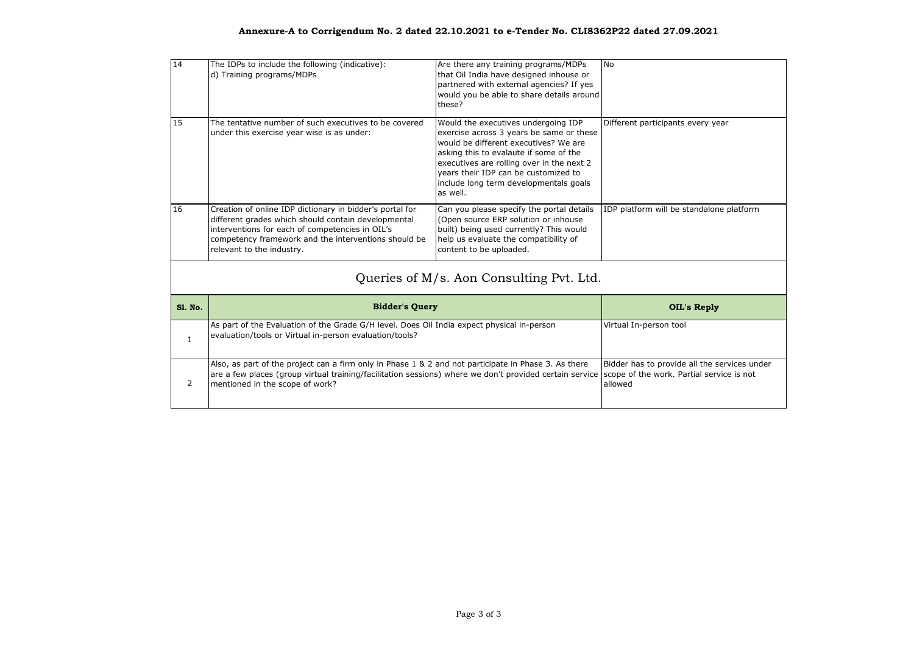**Annexure-A to Corrigendum No. 2 dated 22.10.2021 to e-Tender No. CLI8362P22 dated 27.09.2021**

| | | | |
|---|---|---|---|
| 14 | The IDPs to include the following (indicative):<br>d) Training programs/MDPs | Are there any training programs/MDPs that Oil India have designed inhouse or partnered with external agencies? If yes would you be able to share details around these? | No |
| 15 | The tentative number of such executives to be covered under this exercise year wise is as under: | Would the executives undergoing IDP exercise across 3 years be same or these would be different executives? We are asking this to evalaute if some of the executives are rolling over in the next 2 years their IDP can be customized to include long term developmentals goals as well. | Different participants every year |
| 16 | Creation of online IDP dictionary in bidder's portal for different grades which should contain developmental interventions for each of competencies in OIL's competency framework and the interventions should be relevant to the industry. | Can you please specify the portal details (Open source ERP solution or inhouse built) being used currently? This would help us evaluate the compatibility of content to be uploaded. | IDP platform will be standalone platform |

## Queries of M/s. Aon Consulting Pvt. Ltd.

| Sl. No. | Bidder's Query | OIL's Reply |
|---|---|---|
| 1 | As part of the Evaluation of the Grade G/H level. Does Oil India expect physical in-person evaluation/tools or Virtual in-person evaluation/tools? | Virtual In-person tool |
| 2 | Also, as part of the project can a firm only in Phase 1 & 2 and not participate in Phase 3. As there are a few places (group virtual training/facilitation sessions) where we don't provided certain service mentioned in the scope of work? | Bidder has to provide all the services under scope of the work. Partial service is not allowed |